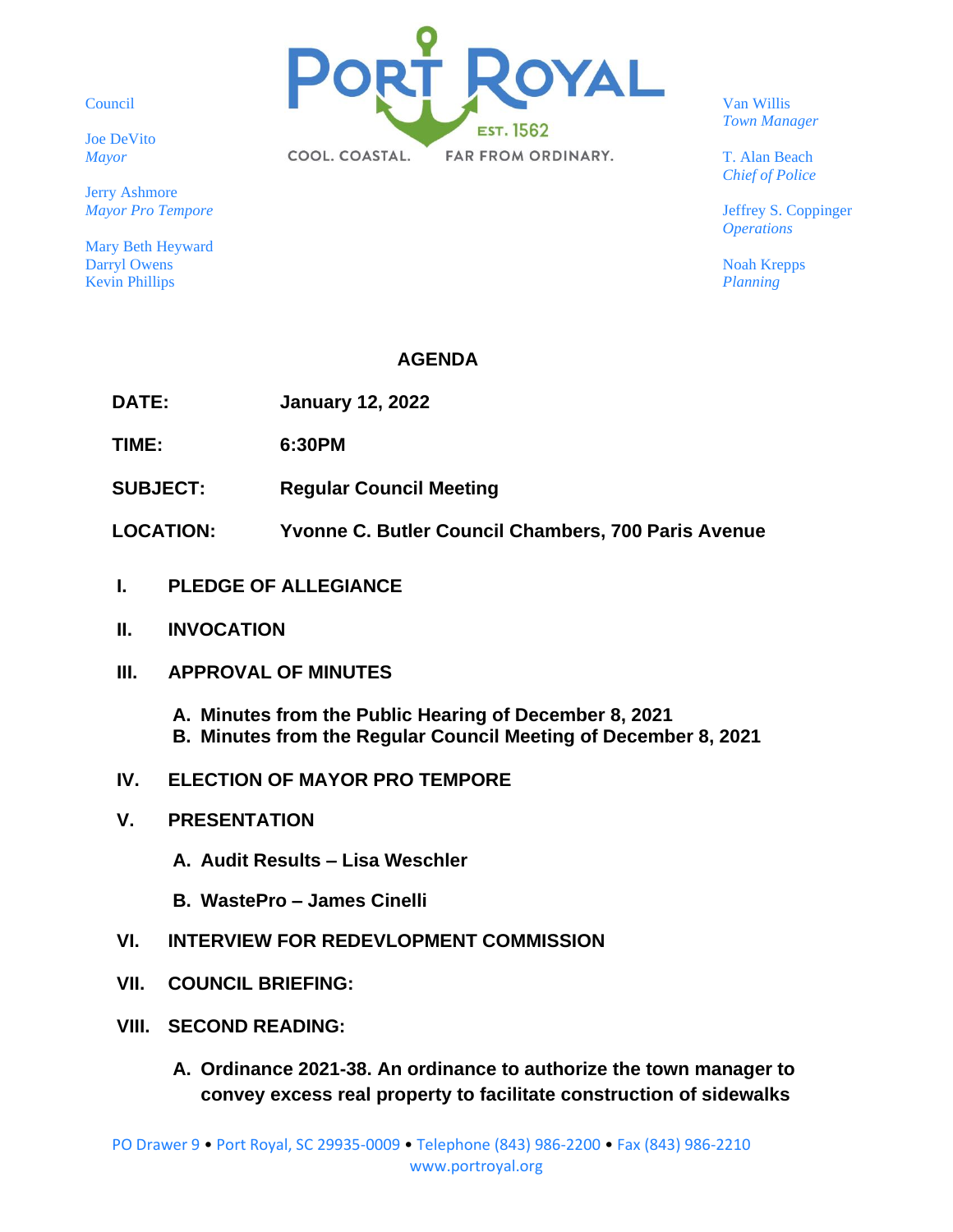Council

Joe DeVito
*Mayor*

Jerry Ashmore
*Mayor Pro Tempore*

Mary Beth Heyward
Darryl Owens
Kevin Phillips

PORT ROYAL
EST. 1562
COOL. COASTAL. FAR FROM ORDINARY.

Van Willis
*Town Manager*

T. Alan Beach
*Chief of Police*

Jeffrey S. Coppinger
*Operations*

Noah Krepps
*Planning*

# AGENDA

**DATE:** **January 12, 2022**

**TIME:** **6:30PM**

**SUBJECT:** **Regular Council Meeting**

**LOCATION:** **Yvonne C. Butler Council Chambers, 700 Paris Avenue**

**I. PLEDGE OF ALLEGIANCE**

**II. INVOCATION**

**III. APPROVAL OF MINUTES**

- **A. Minutes from the Public Hearing of December 8, 2021**
- **B. Minutes from the Regular Council Meeting of December 8, 2021**

**IV. ELECTION OF MAYOR PRO TEMPORE**

**V. PRESENTATION**

- **A. Audit Results – Lisa Weschler**
- **B. WastePro – James Cinelli**

**VI. INTERVIEW FOR REDEVLOPMENT COMMISSION**

**VII. COUNCIL BRIEFING:**

**VIII. SECOND READING:**

- **A. Ordinance 2021-38. An ordinance to authorize the town manager to convey excess real property to facilitate construction of sidewalks**

PO Drawer 9 • Port Royal, SC 29935-0009 • Telephone (843) 986-2200 • Fax (843) 986-2210
www.portroyal.org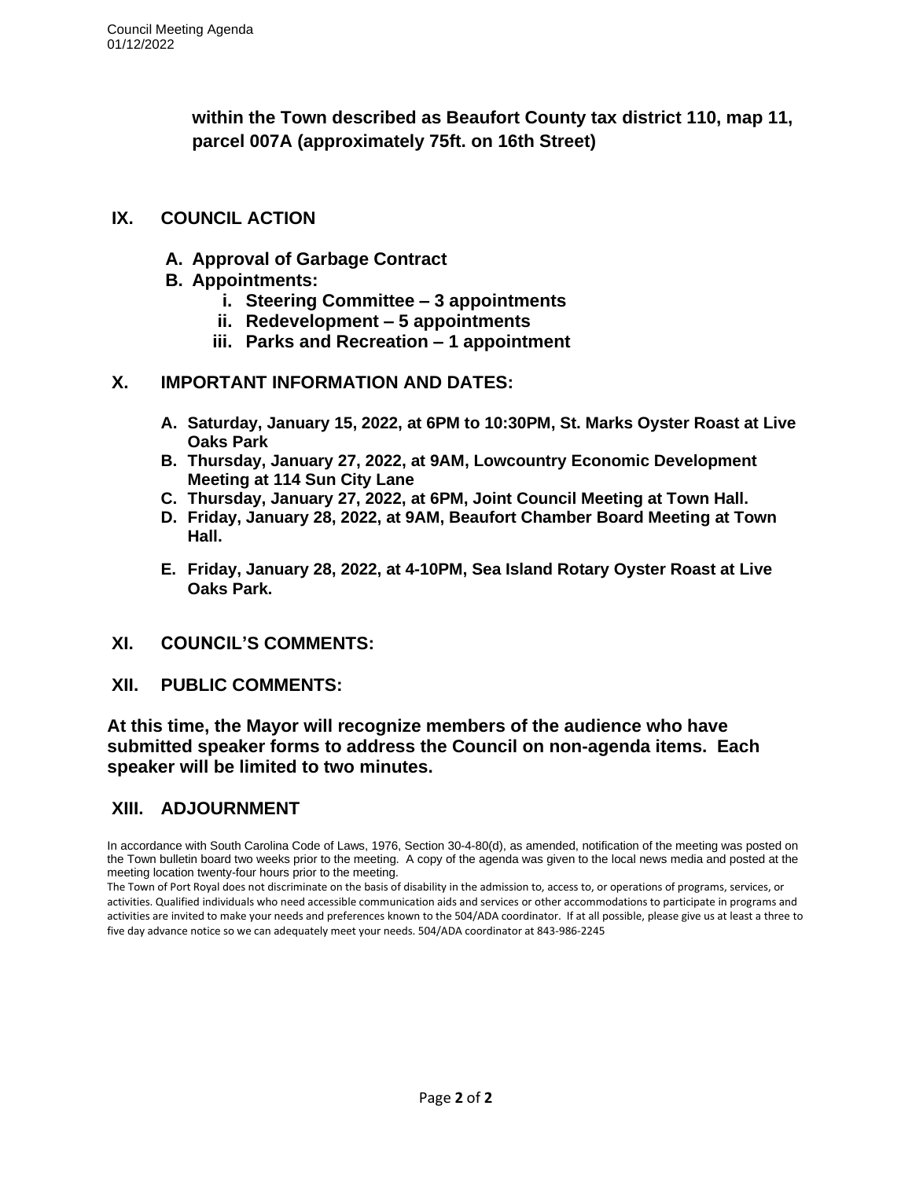**within the Town described as Beaufort County tax district 110, map 11, parcel 007A (approximately 75ft. on 16th Street)**

## IX. COUNCIL ACTION

- **A. Approval of Garbage Contract**
- **B. Appointments:**
    - **i. Steering Committee – 3 appointments**
    - **ii. Redevelopment – 5 appointments**
    - **iii. Parks and Recreation – 1 appointment**

## X. IMPORTANT INFORMATION AND DATES:

- **A. Saturday, January 15, 2022, at 6PM to 10:30PM, St. Marks Oyster Roast at Live Oaks Park**
- **B. Thursday, January 27, 2022, at 9AM, Lowcountry Economic Development Meeting at 114 Sun City Lane**
- **C. Thursday, January 27, 2022, at 6PM, Joint Council Meeting at Town Hall.**
- **D. Friday, January 28, 2022, at 9AM, Beaufort Chamber Board Meeting at Town Hall.**
- **E. Friday, January 28, 2022, at 4-10PM, Sea Island Rotary Oyster Roast at Live Oaks Park.**

## XI. COUNCIL'S COMMENTS:

## XII. PUBLIC COMMENTS:

**At this time, the Mayor will recognize members of the audience who have submitted speaker forms to address the Council on non-agenda items. Each speaker will be limited to two minutes.**

## XIII. ADJOURNMENT

In accordance with South Carolina Code of Laws, 1976, Section 30-4-80(d), as amended, notification of the meeting was posted on the Town bulletin board two weeks prior to the meeting. A copy of the agenda was given to the local news media and posted at the meeting location twenty-four hours prior to the meeting.

The Town of Port Royal does not discriminate on the basis of disability in the admission to, access to, or operations of programs, services, or activities. Qualified individuals who need accessible communication aids and services or other accommodations to participate in programs and activities are invited to make your needs and preferences known to the 504/ADA coordinator. If at all possible, please give us at least a three to five day advance notice so we can adequately meet your needs. 504/ADA coordinator at 843-986-2245